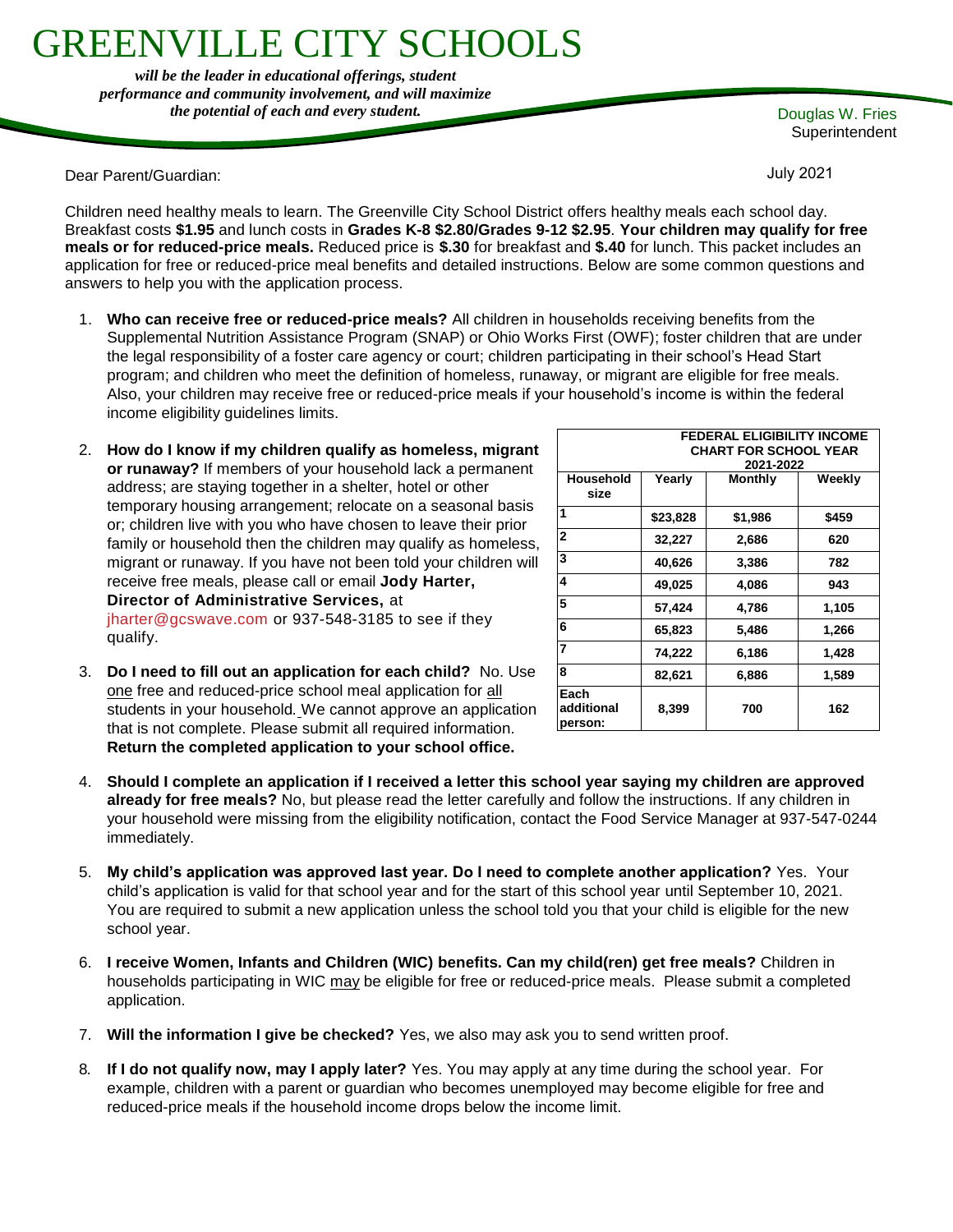# GREENVILLE CITY SCHOOLS

***will be the leader in educational offerings, student performance and community involvement, and will maximize the potential of each and every student.***

Douglas W. Fries
Superintendent

July 2021

Dear Parent/Guardian:

Children need healthy meals to learn. The Greenville City School District offers healthy meals each school day. Breakfast costs **$1.95** and lunch costs in **Grades K-8 $2.80/Grades 9-12 $2.95**. **Your children may qualify for free meals or for reduced-price meals.** Reduced price is **$.30** for breakfast and **$.40** for lunch. This packet includes an application for free or reduced-price meal benefits and detailed instructions. Below are some common questions and answers to help you with the application process.

1. **Who can receive free or reduced-price meals?** All children in households receiving benefits from the Supplemental Nutrition Assistance Program (SNAP) or Ohio Works First (OWF); foster children that are under the legal responsibility of a foster care agency or court; children participating in their school's Head Start program; and children who meet the definition of homeless, runaway, or migrant are eligible for free meals. Also, your children may receive free or reduced-price meals if your household's income is within the federal income eligibility guidelines limits.

2. **How do I know if my children qualify as homeless, migrant or runaway?** If members of your household lack a permanent address; are staying together in a shelter, hotel or other temporary housing arrangement; relocate on a seasonal basis or; children live with you who have chosen to leave their prior family or household then the children may qualify as homeless, migrant or runaway. If you have not been told your children will receive free meals, please call or email **Jody Harter, Director of Administrative Services,** at jharter@gcswave.com or 937-548-3185 to see if they qualify.

3. **Do I need to fill out an application for each child?** No. Use one free and reduced-price school meal application for all students in your household. We cannot approve an application that is not complete. Please submit all required information. **Return the completed application to your school office.**

| FEDERAL ELIGIBILITY INCOME CHART FOR SCHOOL YEAR 2021-2022 | | | |
|---|---|---|---|
| **Household size** | **Yearly** | **Monthly** | **Weekly** |
| 1 | $23,828 | $1,986 | $459 |
| 2 | 32,227 | 2,686 | 620 |
| 3 | 40,626 | 3,386 | 782 |
| 4 | 49,025 | 4,086 | 943 |
| 5 | 57,424 | 4,786 | 1,105 |
| 6 | 65,823 | 5,486 | 1,266 |
| 7 | 74,222 | 6,186 | 1,428 |
| 8 | 82,621 | 6,886 | 1,589 |
| Each additional person: | 8,399 | 700 | 162 |

4. **Should I complete an application if I received a letter this school year saying my children are approved already for free meals?** No, but please read the letter carefully and follow the instructions. If any children in your household were missing from the eligibility notification, contact the Food Service Manager at 937-547-0244 immediately.

5. **My child's application was approved last year. Do I need to complete another application?** Yes. Your child's application is valid for that school year and for the start of this school year until September 10, 2021. You are required to submit a new application unless the school told you that your child is eligible for the new school year.

6. **I receive Women, Infants and Children (WIC) benefits. Can my child(ren) get free meals?** Children in households participating in WIC may be eligible for free or reduced-price meals. Please submit a completed application.

7. **Will the information I give be checked?** Yes, we also may ask you to send written proof.

8. **If I do not qualify now, may I apply later?** Yes. You may apply at any time during the school year. For example, children with a parent or guardian who becomes unemployed may become eligible for free and reduced-price meals if the household income drops below the income limit.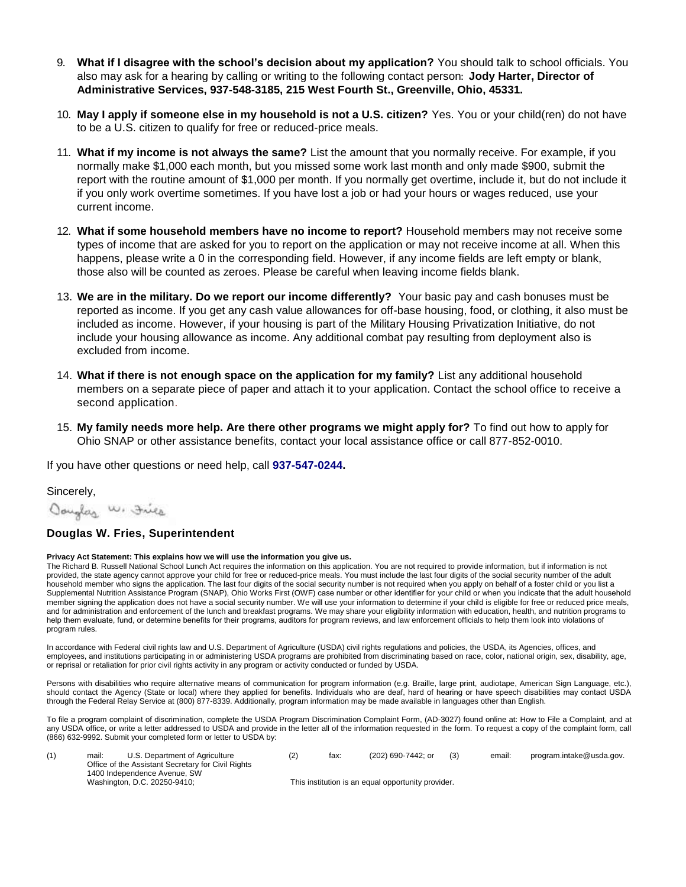9. **What if I disagree with the school's decision about my application?** You should talk to school officials. You also may ask for a hearing by calling or writing to the following contact person: **Jody Harter, Director of Administrative Services, 937-548-3185, 215 West Fourth St., Greenville, Ohio, 45331.**

10. **May I apply if someone else in my household is not a U.S. citizen?** Yes. You or your child(ren) do not have to be a U.S. citizen to qualify for free or reduced-price meals.

11. **What if my income is not always the same?** List the amount that you normally receive. For example, if you normally make $1,000 each month, but you missed some work last month and only made $900, submit the report with the routine amount of $1,000 per month. If you normally get overtime, include it, but do not include it if you only work overtime sometimes. If you have lost a job or had your hours or wages reduced, use your current income.

12. **What if some household members have no income to report?** Household members may not receive some types of income that are asked for you to report on the application or may not receive income at all. When this happens, please write a 0 in the corresponding field. However, if any income fields are left empty or blank, those also will be counted as zeroes. Please be careful when leaving income fields blank.

13. **We are in the military. Do we report our income differently?** Your basic pay and cash bonuses must be reported as income. If you get any cash value allowances for off-base housing, food, or clothing, it also must be included as income. However, if your housing is part of the Military Housing Privatization Initiative, do not include your housing allowance as income. Any additional combat pay resulting from deployment also is excluded from income.

14. **What if there is not enough space on the application for my family?** List any additional household members on a separate piece of paper and attach it to your application. Contact the school office to receive a second application.

15. **My family needs more help. Are there other programs we might apply for?** To find out how to apply for Ohio SNAP or other assistance benefits, contact your local assistance office or call 877-852-0010.

If you have other questions or need help, call **937-547-0244.**

Sincerely,

Douglas W. Fries

**Douglas W. Fries, Superintendent**

**Privacy Act Statement: This explains how we will use the information you give us.**

The Richard B. Russell National School Lunch Act requires the information on this application. You are not required to provide information, but if information is not provided, the state agency cannot approve your child for free or reduced-price meals. You must include the last four digits of the social security number of the adult household member who signs the application. The last four digits of the social security number is not required when you apply on behalf of a foster child or you list a Supplemental Nutrition Assistance Program (SNAP), Ohio Works First (OWF) case number or other identifier for your child or when you indicate that the adult household member signing the application does not have a social security number. We will use your information to determine if your child is eligible for free or reduced price meals, and for administration and enforcement of the lunch and breakfast programs. We may share your eligibility information with education, health, and nutrition programs to help them evaluate, fund, or determine benefits for their programs, auditors for program reviews, and law enforcement officials to help them look into violations of program rules.

In accordance with Federal civil rights law and U.S. Department of Agriculture (USDA) civil rights regulations and policies, the USDA, its Agencies, offices, and employees, and institutions participating in or administering USDA programs are prohibited from discriminating based on race, color, national origin, sex, disability, age, or reprisal or retaliation for prior civil rights activity in any program or activity conducted or funded by USDA.

Persons with disabilities who require alternative means of communication for program information (e.g. Braille, large print, audiotape, American Sign Language, etc.), should contact the Agency (State or local) where they applied for benefits. Individuals who are deaf, hard of hearing or have speech disabilities may contact USDA through the Federal Relay Service at (800) 877-8339. Additionally, program information may be made available in languages other than English.

To file a program complaint of discrimination, complete the USDA Program Discrimination Complaint Form, (AD-3027) found online at: How to File a Complaint, and at any USDA office, or write a letter addressed to USDA and provide in the letter all of the information requested in the form. To request a copy of the complaint form, call (866) 632-9992. Submit your completed form or letter to USDA by:

(1) mail: U.S. Department of Agriculture
Office of the Assistant Secretary for Civil Rights
1400 Independence Avenue, SW
Washington, D.C. 20250-9410;

(2) fax: (202) 690-7442; or

(3) email: program.intake@usda.gov.

This institution is an equal opportunity provider.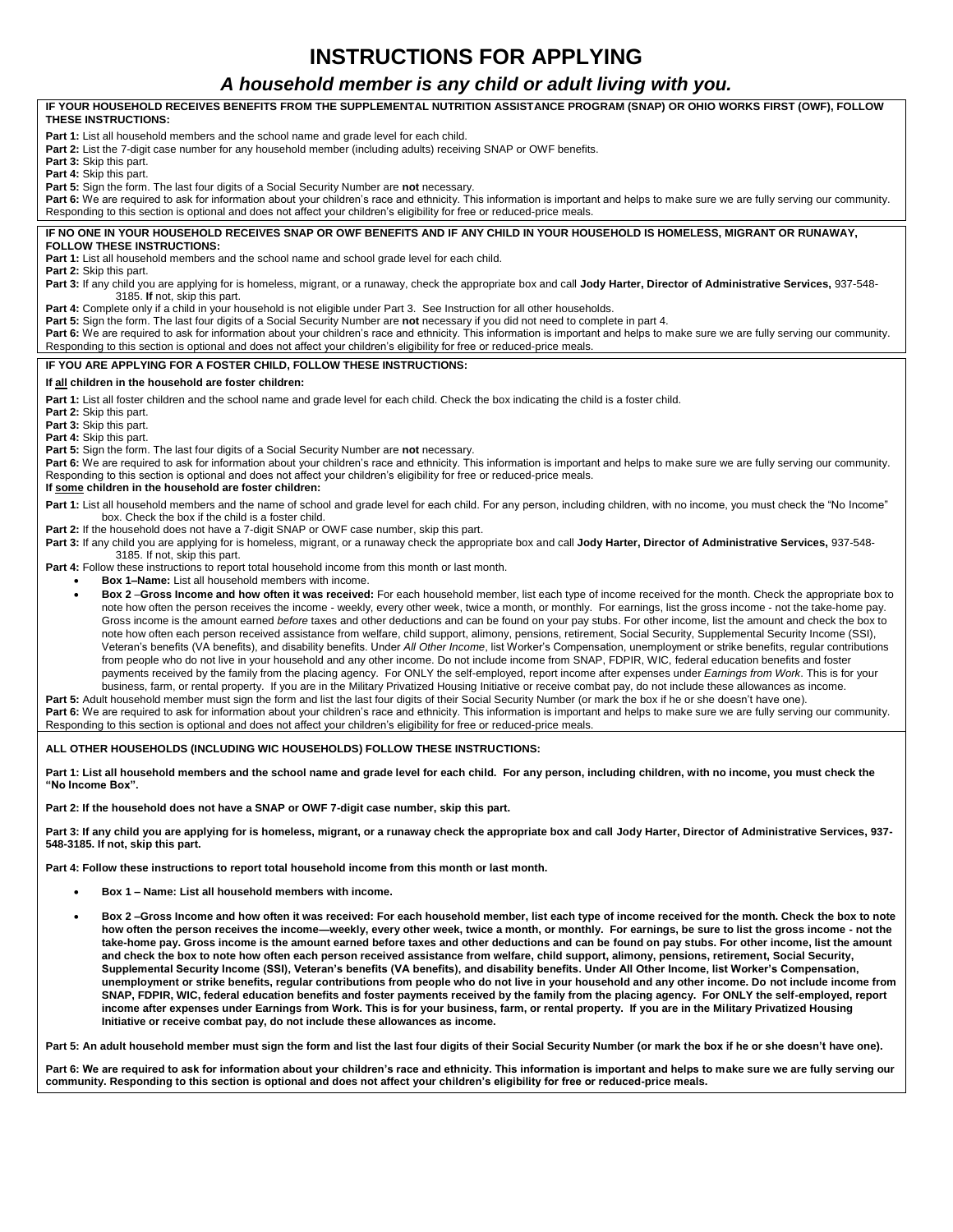# INSTRUCTIONS FOR APPLYING

## *A household member is any child or adult living with you.*

**IF YOUR HOUSEHOLD RECEIVES BENEFITS FROM THE SUPPLEMENTAL NUTRITION ASSISTANCE PROGRAM (SNAP) OR OHIO WORKS FIRST (OWF), FOLLOW THESE INSTRUCTIONS:**

**Part 1:** List all household members and the school name and grade level for each child.
**Part 2:** List the 7-digit case number for any household member (including adults) receiving SNAP or OWF benefits.
**Part 3:** Skip this part.
**Part 4:** Skip this part.
**Part 5:** Sign the form. The last four digits of a Social Security Number are **not** necessary.
**Part 6:** We are required to ask for information about your children's race and ethnicity. This information is important and helps to make sure we are fully serving our community. Responding to this section is optional and does not affect your children's eligibility for free or reduced-price meals.

**IF NO ONE IN YOUR HOUSEHOLD RECEIVES SNAP OR OWF BENEFITS AND IF ANY CHILD IN YOUR HOUSEHOLD IS HOMELESS, MIGRANT OR RUNAWAY, FOLLOW THESE INSTRUCTIONS:**

**Part 1:** List all household members and the school name and school grade level for each child.
**Part 2:** Skip this part.
**Part 3:** If any child you are applying for is homeless, migrant, or a runaway, check the appropriate box and call **Jody Harter, Director of Administrative Services,** 937-548-3185. **If** not, skip this part.
**Part 4:** Complete only if a child in your household is not eligible under Part 3. See Instruction for all other households.
**Part 5:** Sign the form. The last four digits of a Social Security Number are **not** necessary if you did not need to complete in part 4.
**Part 6:** We are required to ask for information about your children's race and ethnicity. This information is important and helps to make sure we are fully serving our community. Responding to this section is optional and does not affect your children's eligibility for free or reduced-price meals.

**IF YOU ARE APPLYING FOR A FOSTER CHILD, FOLLOW THESE INSTRUCTIONS:**

**If all children in the household are foster children:**

**Part 1:** List all foster children and the school name and grade level for each child. Check the box indicating the child is a foster child.
**Part 2:** Skip this part.
**Part 3:** Skip this part.
**Part 4:** Skip this part.
**Part 5:** Sign the form. The last four digits of a Social Security Number are **not** necessary.
**Part 6:** We are required to ask for information about your children's race and ethnicity. This information is important and helps to make sure we are fully serving our community. Responding to this section is optional and does not affect your children's eligibility for free or reduced-price meals.

**If some children in the household are foster children:**

**Part 1:** List all household members and the name of school and grade level for each child. For any person, including children, with no income, you must check the "No Income" box. Check the box if the child is a foster child.
**Part 2:** If the household does not have a 7-digit SNAP or OWF case number, skip this part.
**Part 3:** If any child you are applying for is homeless, migrant, or a runaway check the appropriate box and call **Jody Harter, Director of Administrative Services,** 937-548-3185. If not, skip this part.
**Part 4:** Follow these instructions to report total household income from this month or last month.

- **Box 1–Name:** List all household members with income.
- **Box 2 –Gross Income and how often it was received:** For each household member, list each type of income received for the month. Check the appropriate box to note how often the person receives the income - weekly, every other week, twice a month, or monthly. For earnings, list the gross income - not the take-home pay. Gross income is the amount earned *before* taxes and other deductions and can be found on your pay stubs. For other income, list the amount and check the box to note how often each person received assistance from welfare, child support, alimony, pensions, retirement, Social Security, Supplemental Security Income (SSI), Veteran's benefits (VA benefits), and disability benefits. Under *All Other Income*, list Worker's Compensation, unemployment or strike benefits, regular contributions from people who do not live in your household and any other income. Do not include income from SNAP, FDPIR, WIC, federal education benefits and foster payments received by the family from the placing agency. For ONLY the self-employed, report income after expenses under *Earnings from Work*. This is for your business, farm, or rental property. If you are in the Military Privatized Housing Initiative or receive combat pay, do not include these allowances as income.

**Part 5:** Adult household member must sign the form and list the last four digits of their Social Security Number (or mark the box if he or she doesn't have one).
**Part 6:** We are required to ask for information about your children's race and ethnicity. This information is important and helps to make sure we are fully serving our community. Responding to this section is optional and does not affect your children's eligibility for free or reduced-price meals.

**ALL OTHER HOUSEHOLDS (INCLUDING WIC HOUSEHOLDS) FOLLOW THESE INSTRUCTIONS:**

**Part 1: List all household members and the school name and grade level for each child. For any person, including children, with no income, you must check the "No Income Box".**

**Part 2: If the household does not have a SNAP or OWF 7-digit case number, skip this part.**

**Part 3: If any child you are applying for is homeless, migrant, or a runaway check the appropriate box and call Jody Harter, Director of Administrative Services, 937-548-3185. If not, skip this part.**

**Part 4: Follow these instructions to report total household income from this month or last month.**

- **Box 1 – Name: List all household members with income.**
- **Box 2 –Gross Income and how often it was received: For each household member, list each type of income received for the month. Check the box to note how often the person receives the income—weekly, every other week, twice a month, or monthly. For earnings, be sure to list the gross income - not the take-home pay. Gross income is the amount earned before taxes and other deductions and can be found on pay stubs. For other income, list the amount and check the box to note how often each person received assistance from welfare, child support, alimony, pensions, retirement, Social Security, Supplemental Security Income (SSI), Veteran's benefits (VA benefits), and disability benefits. Under All Other Income, list Worker's Compensation, unemployment or strike benefits, regular contributions from people who do not live in your household and any other income. Do not include income from SNAP, FDPIR, WIC, federal education benefits and foster payments received by the family from the placing agency. For ONLY the self-employed, report income after expenses under Earnings from Work. This is for your business, farm, or rental property. If you are in the Military Privatized Housing Initiative or receive combat pay, do not include these allowances as income.**

**Part 5: An adult household member must sign the form and list the last four digits of their Social Security Number (or mark the box if he or she doesn't have one).**

**Part 6: We are required to ask for information about your children's race and ethnicity. This information is important and helps to make sure we are fully serving our community. Responding to this section is optional and does not affect your children's eligibility for free or reduced-price meals.**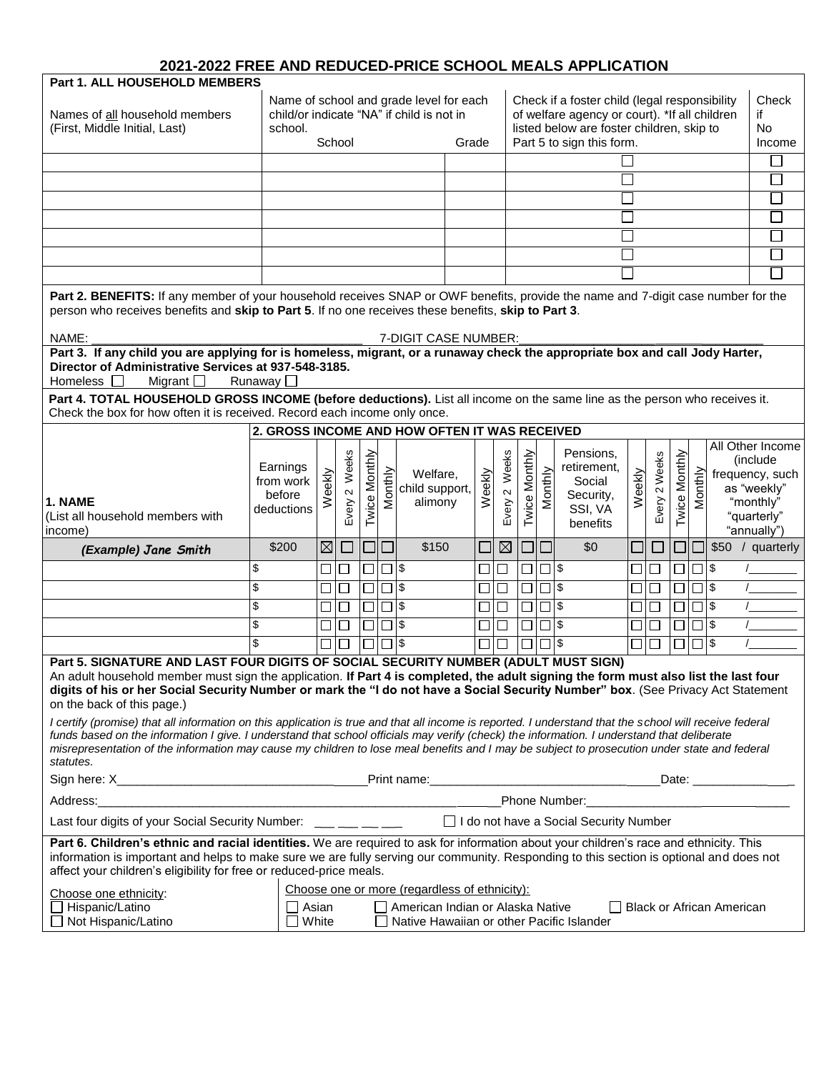# 2021-2022 FREE AND REDUCED-PRICE SCHOOL MEALS APPLICATION

**Part 1. ALL HOUSEHOLD MEMBERS**

| Names of all household members (First, Middle Initial, Last) | Name of school and grade level for each child/or indicate "NA" if child is not in school. School | Grade | Check if a foster child (legal responsibility of welfare agency or court). *If all children listed below are foster children, skip to Part 5 to sign this form. | Check if No Income |
|---|---|---|---|---|
| | | | ☐ | ☐ |
| | | | ☐ | ☐ |
| | | | ☐ | ☐ |
| | | | ☐ | ☐ |
| | | | ☐ | ☐ |
| | | | ☐ | ☐ |
| | | | ☐ | ☐ |

**Part 2. BENEFITS:** If any member of your household receives SNAP or OWF benefits, provide the name and 7-digit case number for the person who receives benefits and **skip to Part 5**. If no one receives these benefits, **skip to Part 3**.

NAME: ________________________________________ 7-DIGIT CASE NUMBER:________________________________

**Part 3. If any child you are applying for is homeless, migrant, or a runaway check the appropriate box and call Jody Harter, Director of Administrative Services at 937-548-3185.**

Homeless ☐ Migrant ☐ Runaway ☐

**Part 4. TOTAL HOUSEHOLD GROSS INCOME (before deductions).** List all income on the same line as the person who receives it. Check the box for how often it is received. Record each income only once.

| **1. NAME** (List all household members with income) | **2. GROSS INCOME AND HOW OFTEN IT WAS RECEIVED** Earnings from work before deductions | Weekly | Every 2 Weeks | Twice Monthly | Monthly | Welfare, child support, alimony | Weekly | Every 2 Weeks | Twice Monthly | Monthly | Pensions, retirement, Social Security, SSI, VA benefits | Weekly | Every 2 Weeks | Twice Monthly | Monthly | All Other Income (include frequency, such as "weekly" "monthly" "quarterly" "annually") |
|---|---|---|---|---|---|---|---|---|---|---|---|---|---|---|---|---|
| *(Example) Jane Smith* | $200 | ☒ | ☐ | ☐ | ☐ | $150 | ☐ | ☒ | ☐ | ☐ | $0 | ☐ | ☐ | ☐ | ☐ | $50 / quarterly |
| | $ | ☐ | ☐ | ☐ | ☐ | $ | ☐ | ☐ | ☐ | ☐ | $ | ☐ | ☐ | ☐ | ☐ | $ /_______ |
| | $ | ☐ | ☐ | ☐ | ☐ | $ | ☐ | ☐ | ☐ | ☐ | $ | ☐ | ☐ | ☐ | ☐ | $ /_______ |
| | $ | ☐ | ☐ | ☐ | ☐ | $ | ☐ | ☐ | ☐ | ☐ | $ | ☐ | ☐ | ☐ | ☐ | $ /_______ |
| | $ | ☐ | ☐ | ☐ | ☐ | $ | ☐ | ☐ | ☐ | ☐ | $ | ☐ | ☐ | ☐ | ☐ | $ /_______ |
| | $ | ☐ | ☐ | ☐ | ☐ | $ | ☐ | ☐ | ☐ | ☐ | $ | ☐ | ☐ | ☐ | ☐ | $ /_______ |

**Part 5. SIGNATURE AND LAST FOUR DIGITS OF SOCIAL SECURITY NUMBER (ADULT MUST SIGN)**

An adult household member must sign the application. **If Part 4 is completed, the adult signing the form must also list the last four digits of his or her Social Security Number or mark the "I do not have a Social Security Number" box**. (See Privacy Act Statement on the back of this page.)

*I certify (promise) that all information on this application is true and that all income is reported. I understand that the school will receive federal funds based on the information I give. I understand that school officials may verify (check) the information. I understand that deliberate misrepresentation of the information may cause my children to lose meal benefits and I may be subject to prosecution under state and federal statutes.*

Sign here: X_______________________________________ Print name:_______________________________________ Date: _______________

Address:_________________________________________________________________ Phone Number:_______________________________

Last four digits of your Social Security Number: ___ ___ ___ ___ ☐ I do not have a Social Security Number

**Part 6. Children's ethnic and racial identities.** We are required to ask for information about your children's race and ethnicity. This information is important and helps to make sure we are fully serving our community. Responding to this section is optional and does not affect your children's eligibility for free or reduced-price meals.

Choose one ethnicity:
- ☐ Hispanic/Latino
- ☐ Not Hispanic/Latino

Choose one or more (regardless of ethnicity):
- ☐ Asian
- ☐ White
- ☐ American Indian or Alaska Native
- ☐ Native Hawaiian or other Pacific Islander
- ☐ Black or African American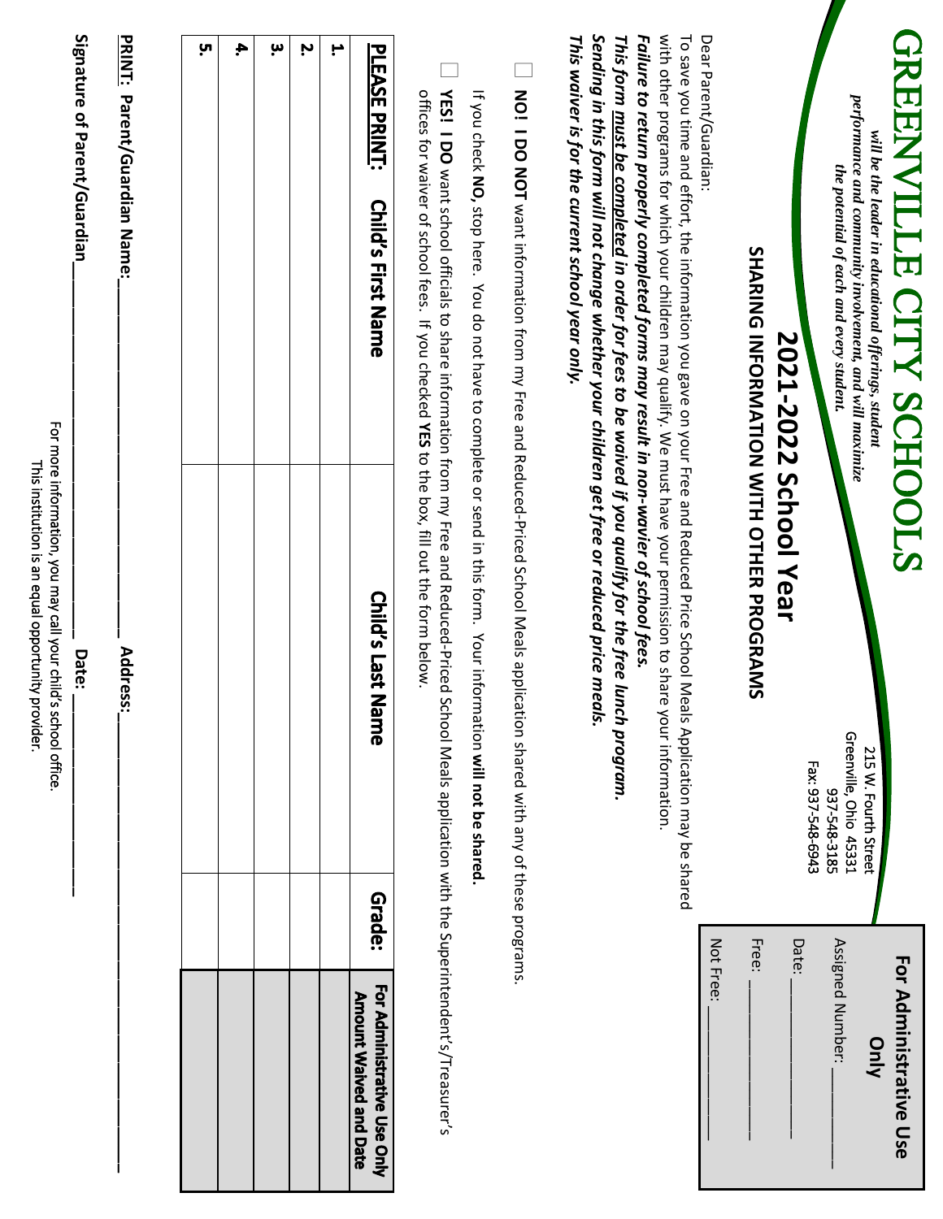# GREENVILLE CITY SCHOOLS

*will be the leader in educational offerings, student performance and community involvement, and will maximize the potential of each and every student.*

215 W. Fourth Street
Greenville, Ohio 45331
937-548-3185
Fax: 937-548-6943

**For Administrative Use Only**

Assigned Number: ________
Date: ________
Free: ________
Not Free: ________

## 2021-2022 School Year

### SHARING INFORMATION WITH OTHER PROGRAMS

Dear Parent/Guardian:

To save you time and effort, the information you gave on your Free and Reduced Price School Meals Application may be shared with other programs for which your children may qualify. We must have your permission to share your information.

***Failure to return properly completed forms may result in non-wavier of school fees.***
***This form must be completed in order for fees to be waived if you qualify for the free lunch program.***
***Sending in this form will not change whether your children get free or reduced price meals.***
***This waiver is for the current school year only.***

☐ **NO! I DO NOT** want information from my Free and Reduced-Priced School Meals application shared with any of these programs.

If you check **NO,** stop here. You do not have to complete or send in this form. Your information **will not be shared.**

☐ **YES! I DO** want school officials to share information from my Free and Reduced-Priced School Meals application with the Superintendent's/Treasurer's offices for waiver of school fees. If you checked **YES** to the box, fill out the form below.

| **PLEASE PRINT:** Child's First Name | Child's Last Name | Grade: | For Administrative Use Only Amount Waived and Date |
|---|---|---|---|
| 1. | | | |
| 2. | | | |
| 3. | | | |
| 4. | | | |
| 5. | | | |

**PRINT: Parent/Guardian Name:**________________ **Address:**________________

**Signature of Parent/Guardian**________________ **Date:** ________

For more information, you may call your child's school office.
This institution is an equal opportunity provider.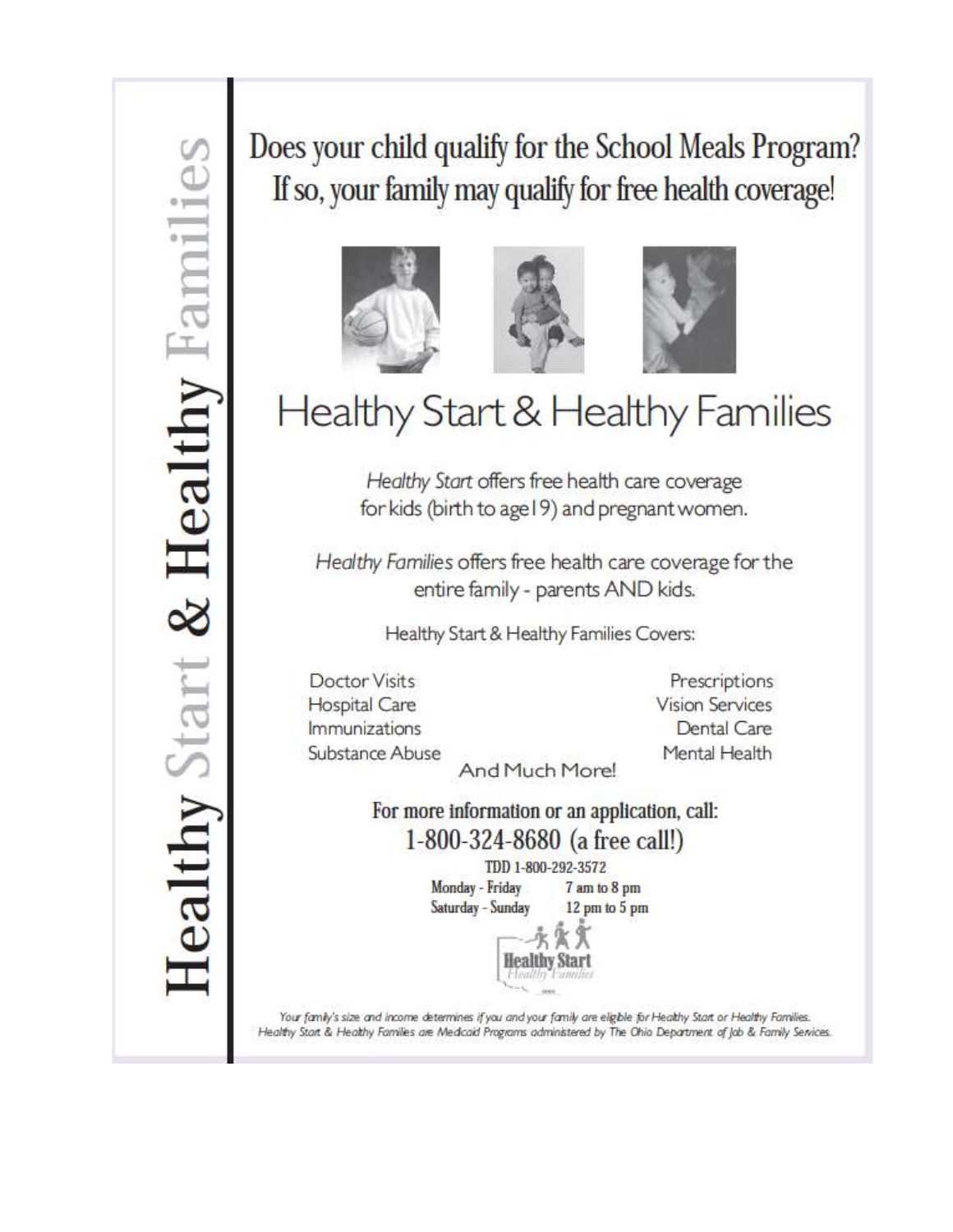Healthy Start & Healthy Families

# Does your child qualify for the School Meals Program? If so, your family may qualify for free health coverage!

## Healthy Start & Healthy Families

*Healthy Start* offers free health care coverage for kids (birth to age 19) and pregnant women.

*Healthy Families* offers free health care coverage for the entire family - parents AND kids.

Healthy Start & Healthy Families Covers:

- Doctor Visits
- Hospital Care
- Immunizations
- Substance Abuse
- Prescriptions
- Vision Services
- Dental Care
- Mental Health

And Much More!

**For more information or an application, call:**

**1-800-324-8680 (a free call!)**

TDD 1-800-292-3572

Monday - Friday 7 am to 8 pm

Saturday - Sunday 12 pm to 5 pm

Healthy Start Healthy Families

*Your family's size and income determines if you and your family are eligible for Healthy Start or Healthy Families. Healthy Start & Healthy Families are Medicaid Programs administered by The Ohio Department of Job & Family Services.*